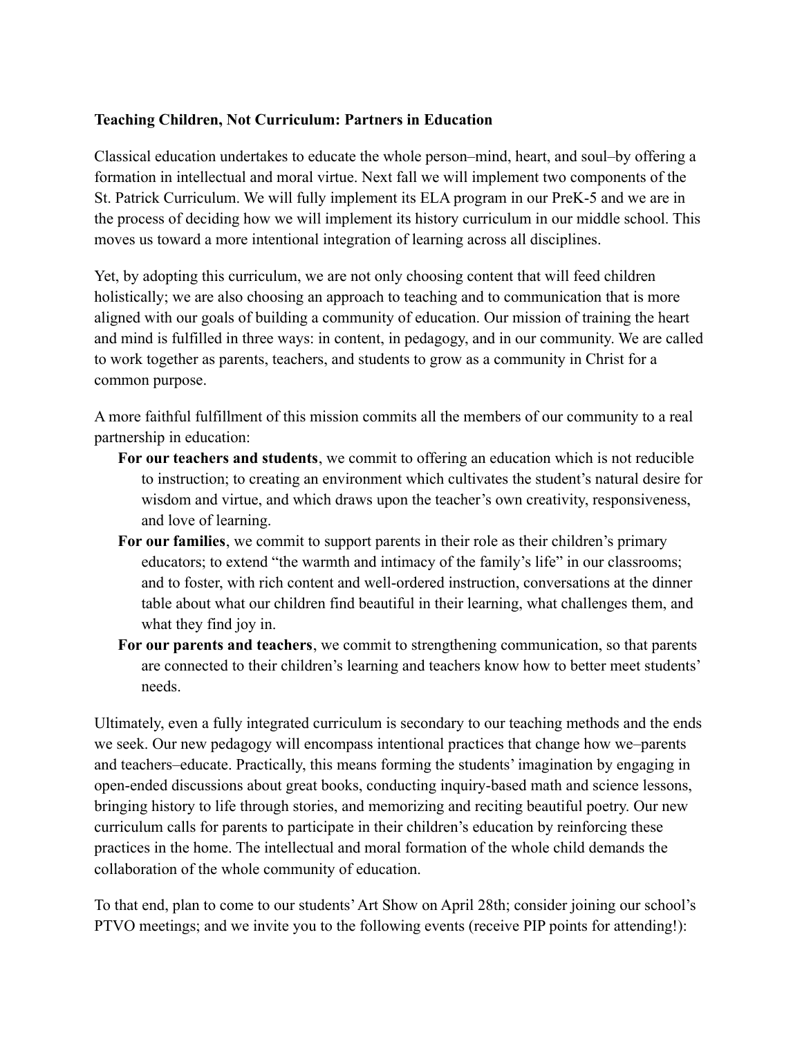**Teaching Children, Not Curriculum: Partners in Education**

Classical education undertakes to educate the whole person–mind, heart, and soul–by offering a formation in intellectual and moral virtue. Next fall we will implement two components of the St. Patrick Curriculum. We will fully implement its ELA program in our PreK-5 and we are in the process of deciding how we will implement its history curriculum in our middle school. This moves us toward a more intentional integration of learning across all disciplines.

Yet, by adopting this curriculum, we are not only choosing content that will feed children holistically; we are also choosing an approach to teaching and to communication that is more aligned with our goals of building a community of education. Our mission of training the heart and mind is fulfilled in three ways: in content, in pedagogy, and in our community. We are called to work together as parents, teachers, and students to grow as a community in Christ for a common purpose.

A more faithful fulfillment of this mission commits all the members of our community to a real partnership in education:

- **For our teachers and students**, we commit to offering an education which is not reducible to instruction; to creating an environment which cultivates the student's natural desire for wisdom and virtue, and which draws upon the teacher's own creativity, responsiveness, and love of learning.
- **For our families**, we commit to support parents in their role as their children's primary educators; to extend "the warmth and intimacy of the family's life" in our classrooms; and to foster, with rich content and well-ordered instruction, conversations at the dinner table about what our children find beautiful in their learning, what challenges them, and what they find joy in.
- **For our parents and teachers**, we commit to strengthening communication, so that parents are connected to their children's learning and teachers know how to better meet students' needs.

Ultimately, even a fully integrated curriculum is secondary to our teaching methods and the ends we seek. Our new pedagogy will encompass intentional practices that change how we–parents and teachers–educate. Practically, this means forming the students' imagination by engaging in open-ended discussions about great books, conducting inquiry-based math and science lessons, bringing history to life through stories, and memorizing and reciting beautiful poetry. Our new curriculum calls for parents to participate in their children's education by reinforcing these practices in the home. The intellectual and moral formation of the whole child demands the collaboration of the whole community of education.

To that end, plan to come to our students' Art Show on April 28th; consider joining our school's PTVO meetings; and we invite you to the following events (receive PIP points for attending!):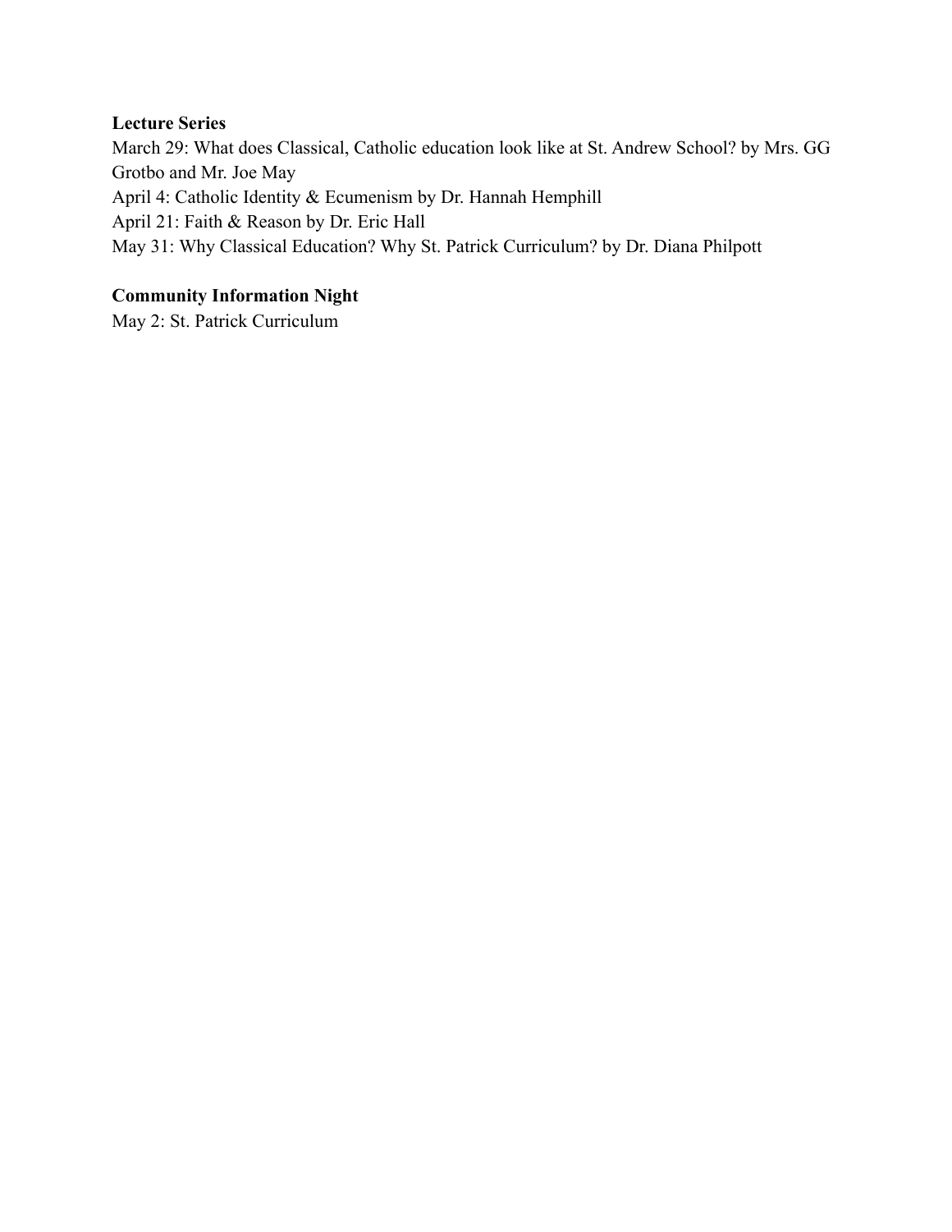**Lecture Series**

March 29: What does Classical, Catholic education look like at St. Andrew School? by Mrs. GG Grotbo and Mr. Joe May
April 4: Catholic Identity & Ecumenism by Dr. Hannah Hemphill
April 21: Faith & Reason by Dr. Eric Hall
May 31: Why Classical Education? Why St. Patrick Curriculum? by Dr. Diana Philpott

**Community Information Night**

May 2: St. Patrick Curriculum